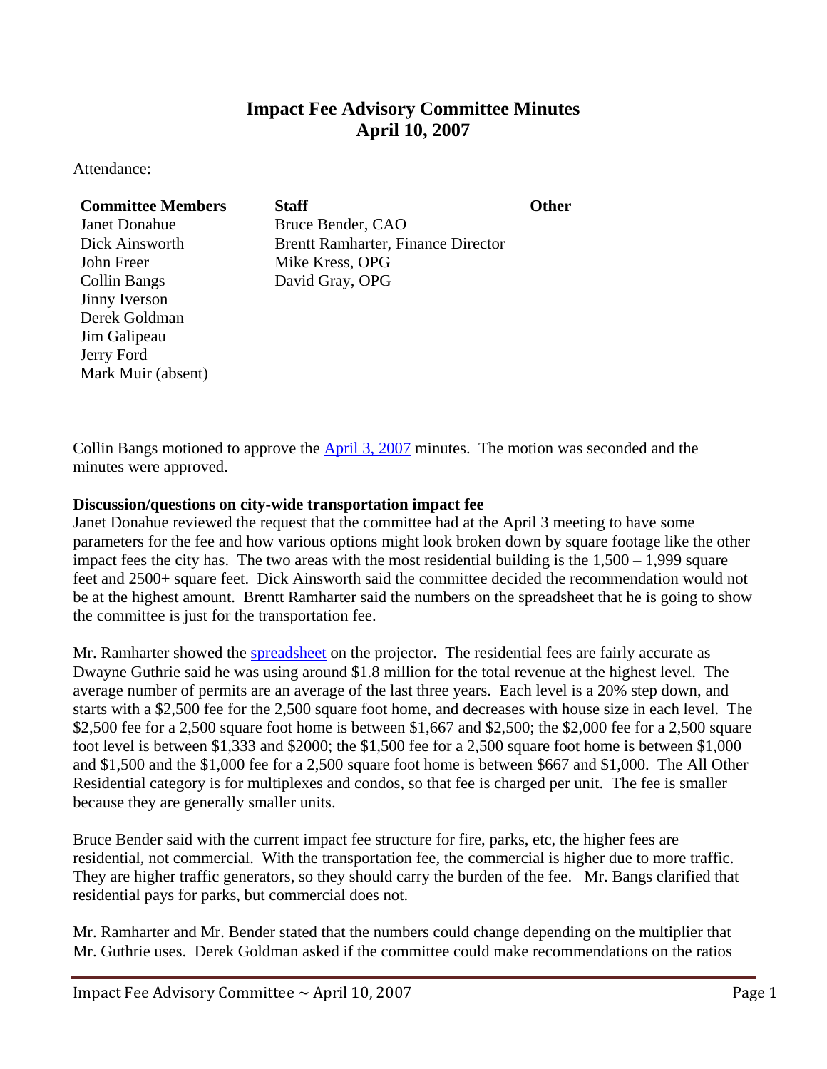# Impact Fee Advisory Committee Minutes
# April 10, 2007

Attendance:

| Committee Members | Staff | Other |
|---|---|---|
| Janet Donahue | Bruce Bender, CAO | |
| Dick Ainsworth | Brentt Ramharter, Finance Director | |
| John Freer | Mike Kress, OPG | |
| Collin Bangs | David Gray, OPG | |
| Jinny Iverson | | |
| Derek Goldman | | |
| Jim Galipeau | | |
| Jerry Ford | | |
| Mark Muir (absent) | | |

Collin Bangs motioned to approve the April 3, 2007 minutes. The motion was seconded and the minutes were approved.

**Discussion/questions on city-wide transportation impact fee**

Janet Donahue reviewed the request that the committee had at the April 3 meeting to have some parameters for the fee and how various options might look broken down by square footage like the other impact fees the city has. The two areas with the most residential building is the 1,500 – 1,999 square feet and 2500+ square feet. Dick Ainsworth said the committee decided the recommendation would not be at the highest amount. Brentt Ramharter said the numbers on the spreadsheet that he is going to show the committee is just for the transportation fee.

Mr. Ramharter showed the spreadsheet on the projector. The residential fees are fairly accurate as Dwayne Guthrie said he was using around $1.8 million for the total revenue at the highest level. The average number of permits are an average of the last three years. Each level is a 20% step down, and starts with a $2,500 fee for the 2,500 square foot home, and decreases with house size in each level. The $2,500 fee for a 2,500 square foot home is between $1,667 and $2,500; the $2,000 fee for a 2,500 square foot level is between $1,333 and $2000; the $1,500 fee for a 2,500 square foot home is between $1,000 and $1,500 and the $1,000 fee for a 2,500 square foot home is between $667 and $1,000. The All Other Residential category is for multiplexes and condos, so that fee is charged per unit. The fee is smaller because they are generally smaller units.

Bruce Bender said with the current impact fee structure for fire, parks, etc, the higher fees are residential, not commercial. With the transportation fee, the commercial is higher due to more traffic. They are higher traffic generators, so they should carry the burden of the fee. Mr. Bangs clarified that residential pays for parks, but commercial does not.

Mr. Ramharter and Mr. Bender stated that the numbers could change depending on the multiplier that Mr. Guthrie uses. Derek Goldman asked if the committee could make recommendations on the ratios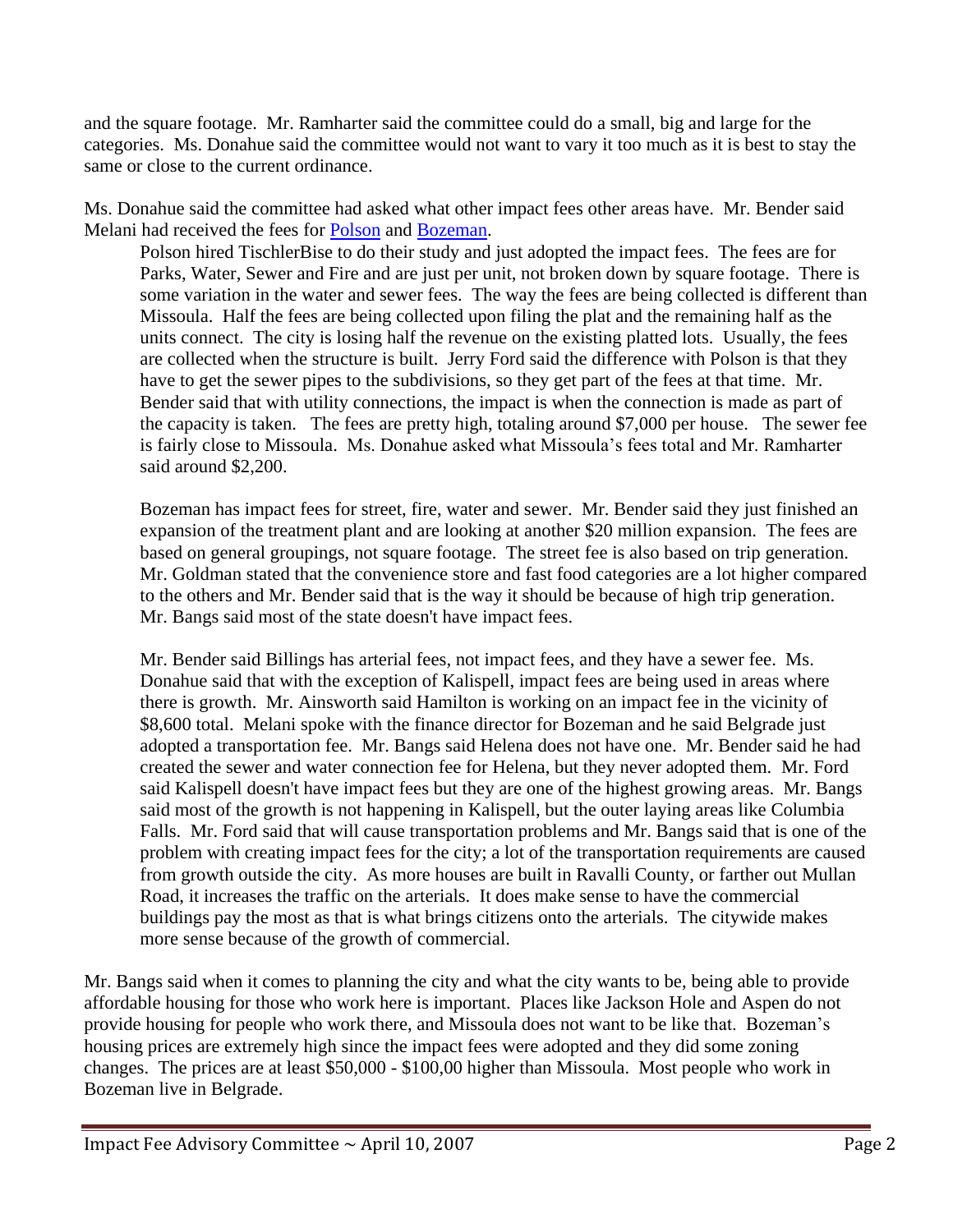and the square footage. Mr. Ramharter said the committee could do a small, big and large for the categories. Ms. Donahue said the committee would not want to vary it too much as it is best to stay the same or close to the current ordinance.

Ms. Donahue said the committee had asked what other impact fees other areas have. Mr. Bender said Melani had received the fees for Polson and Bozeman.

> Polson hired TischlerBise to do their study and just adopted the impact fees. The fees are for Parks, Water, Sewer and Fire and are just per unit, not broken down by square footage. There is some variation in the water and sewer fees. The way the fees are being collected is different than Missoula. Half the fees are being collected upon filing the plat and the remaining half as the units connect. The city is losing half the revenue on the existing platted lots. Usually, the fees are collected when the structure is built. Jerry Ford said the difference with Polson is that they have to get the sewer pipes to the subdivisions, so they get part of the fees at that time. Mr. Bender said that with utility connections, the impact is when the connection is made as part of the capacity is taken. The fees are pretty high, totaling around $7,000 per house. The sewer fee is fairly close to Missoula. Ms. Donahue asked what Missoula's fees total and Mr. Ramharter said around $2,200.
>
> Bozeman has impact fees for street, fire, water and sewer. Mr. Bender said they just finished an expansion of the treatment plant and are looking at another $20 million expansion. The fees are based on general groupings, not square footage. The street fee is also based on trip generation. Mr. Goldman stated that the convenience store and fast food categories are a lot higher compared to the others and Mr. Bender said that is the way it should be because of high trip generation. Mr. Bangs said most of the state doesn't have impact fees.
>
> Mr. Bender said Billings has arterial fees, not impact fees, and they have a sewer fee. Ms. Donahue said that with the exception of Kalispell, impact fees are being used in areas where there is growth. Mr. Ainsworth said Hamilton is working on an impact fee in the vicinity of $8,600 total. Melani spoke with the finance director for Bozeman and he said Belgrade just adopted a transportation fee. Mr. Bangs said Helena does not have one. Mr. Bender said he had created the sewer and water connection fee for Helena, but they never adopted them. Mr. Ford said Kalispell doesn't have impact fees but they are one of the highest growing areas. Mr. Bangs said most of the growth is not happening in Kalispell, but the outer laying areas like Columbia Falls. Mr. Ford said that will cause transportation problems and Mr. Bangs said that is one of the problem with creating impact fees for the city; a lot of the transportation requirements are caused from growth outside the city. As more houses are built in Ravalli County, or farther out Mullan Road, it increases the traffic on the arterials. It does make sense to have the commercial buildings pay the most as that is what brings citizens onto the arterials. The citywide makes more sense because of the growth of commercial.

Mr. Bangs said when it comes to planning the city and what the city wants to be, being able to provide affordable housing for those who work here is important. Places like Jackson Hole and Aspen do not provide housing for people who work there, and Missoula does not want to be like that. Bozeman's housing prices are extremely high since the impact fees were adopted and they did some zoning changes. The prices are at least $50,000 - $100,00 higher than Missoula. Most people who work in Bozeman live in Belgrade.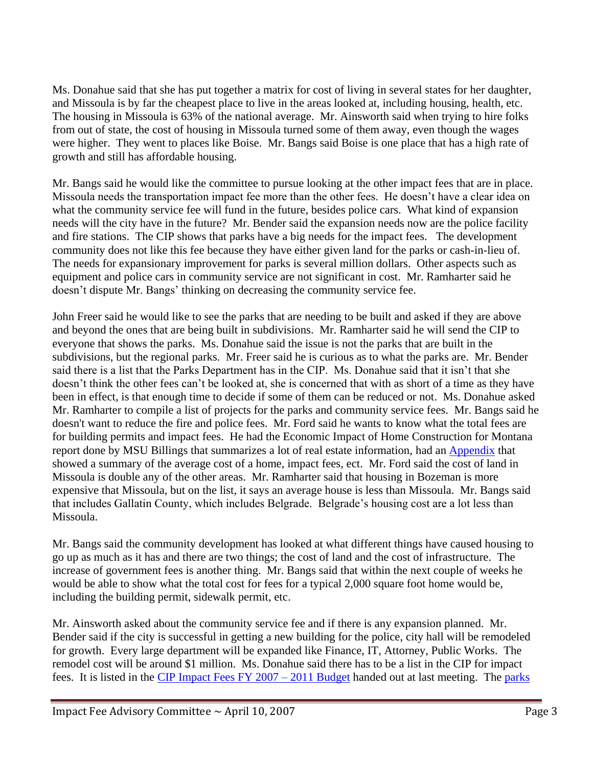Ms. Donahue said that she has put together a matrix for cost of living in several states for her daughter, and Missoula is by far the cheapest place to live in the areas looked at, including housing, health, etc. The housing in Missoula is 63% of the national average. Mr. Ainsworth said when trying to hire folks from out of state, the cost of housing in Missoula turned some of them away, even though the wages were higher. They went to places like Boise. Mr. Bangs said Boise is one place that has a high rate of growth and still has affordable housing.

Mr. Bangs said he would like the committee to pursue looking at the other impact fees that are in place. Missoula needs the transportation impact fee more than the other fees. He doesn't have a clear idea on what the community service fee will fund in the future, besides police cars. What kind of expansion needs will the city have in the future? Mr. Bender said the expansion needs now are the police facility and fire stations. The CIP shows that parks have a big needs for the impact fees. The development community does not like this fee because they have either given land for the parks or cash-in-lieu of. The needs for expansionary improvement for parks is several million dollars. Other aspects such as equipment and police cars in community service are not significant in cost. Mr. Ramharter said he doesn't dispute Mr. Bangs' thinking on decreasing the community service fee.

John Freer said he would like to see the parks that are needing to be built and asked if they are above and beyond the ones that are being built in subdivisions. Mr. Ramharter said he will send the CIP to everyone that shows the parks. Ms. Donahue said the issue is not the parks that are built in the subdivisions, but the regional parks. Mr. Freer said he is curious as to what the parks are. Mr. Bender said there is a list that the Parks Department has in the CIP. Ms. Donahue said that it isn't that she doesn't think the other fees can't be looked at, she is concerned that with as short of a time as they have been in effect, is that enough time to decide if some of them can be reduced or not. Ms. Donahue asked Mr. Ramharter to compile a list of projects for the parks and community service fees. Mr. Bangs said he doesn't want to reduce the fire and police fees. Mr. Ford said he wants to know what the total fees are for building permits and impact fees. He had the Economic Impact of Home Construction for Montana report done by MSU Billings that summarizes a lot of real estate information, had an Appendix that showed a summary of the average cost of a home, impact fees, ect. Mr. Ford said the cost of land in Missoula is double any of the other areas. Mr. Ramharter said that housing in Bozeman is more expensive that Missoula, but on the list, it says an average house is less than Missoula. Mr. Bangs said that includes Gallatin County, which includes Belgrade. Belgrade's housing cost are a lot less than Missoula.

Mr. Bangs said the community development has looked at what different things have caused housing to go up as much as it has and there are two things; the cost of land and the cost of infrastructure. The increase of government fees is another thing. Mr. Bangs said that within the next couple of weeks he would be able to show what the total cost for fees for a typical 2,000 square foot home would be, including the building permit, sidewalk permit, etc.

Mr. Ainsworth asked about the community service fee and if there is any expansion planned. Mr. Bender said if the city is successful in getting a new building for the police, city hall will be remodeled for growth. Every large department will be expanded like Finance, IT, Attorney, Public Works. The remodel cost will be around $1 million. Ms. Donahue said there has to be a list in the CIP for impact fees. It is listed in the CIP Impact Fees FY 2007 – 2011 Budget handed out at last meeting. The parks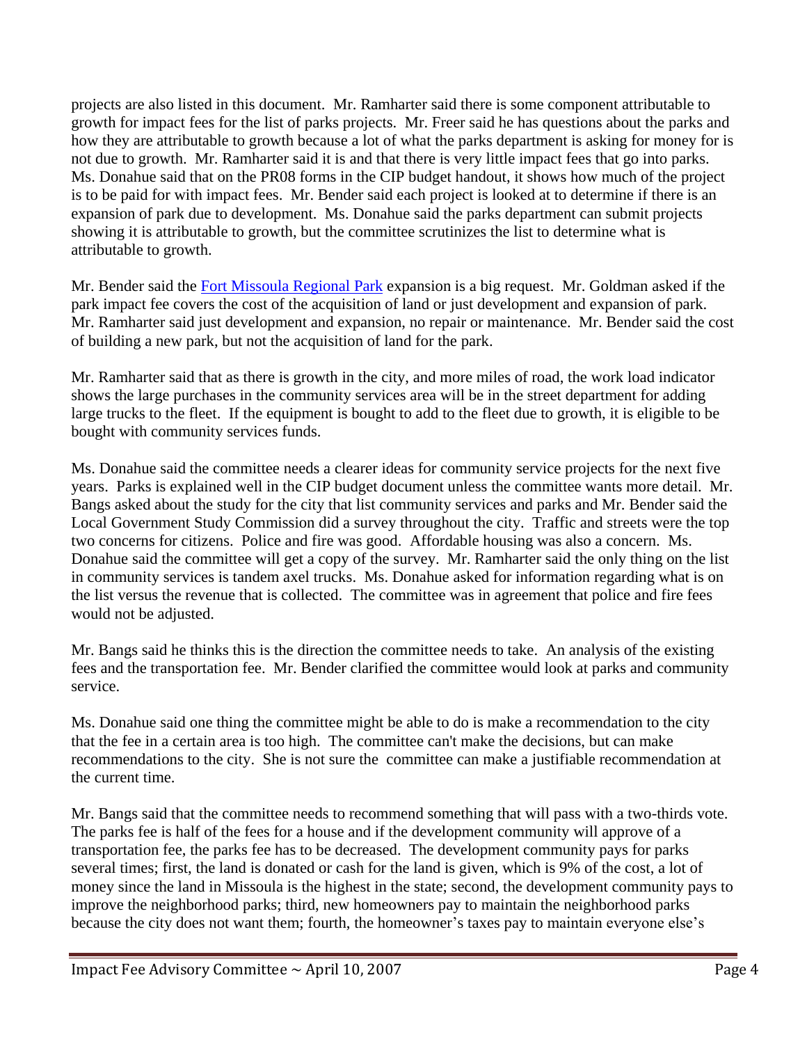projects are also listed in this document. Mr. Ramharter said there is some component attributable to growth for impact fees for the list of parks projects. Mr. Freer said he has questions about the parks and how they are attributable to growth because a lot of what the parks department is asking for money for is not due to growth. Mr. Ramharter said it is and that there is very little impact fees that go into parks. Ms. Donahue said that on the PR08 forms in the CIP budget handout, it shows how much of the project is to be paid for with impact fees. Mr. Bender said each project is looked at to determine if there is an expansion of park due to development. Ms. Donahue said the parks department can submit projects showing it is attributable to growth, but the committee scrutinizes the list to determine what is attributable to growth.

Mr. Bender said the Fort Missoula Regional Park expansion is a big request. Mr. Goldman asked if the park impact fee covers the cost of the acquisition of land or just development and expansion of park. Mr. Ramharter said just development and expansion, no repair or maintenance. Mr. Bender said the cost of building a new park, but not the acquisition of land for the park.

Mr. Ramharter said that as there is growth in the city, and more miles of road, the work load indicator shows the large purchases in the community services area will be in the street department for adding large trucks to the fleet. If the equipment is bought to add to the fleet due to growth, it is eligible to be bought with community services funds.

Ms. Donahue said the committee needs a clearer ideas for community service projects for the next five years. Parks is explained well in the CIP budget document unless the committee wants more detail. Mr. Bangs asked about the study for the city that list community services and parks and Mr. Bender said the Local Government Study Commission did a survey throughout the city. Traffic and streets were the top two concerns for citizens. Police and fire was good. Affordable housing was also a concern. Ms. Donahue said the committee will get a copy of the survey. Mr. Ramharter said the only thing on the list in community services is tandem axel trucks. Ms. Donahue asked for information regarding what is on the list versus the revenue that is collected. The committee was in agreement that police and fire fees would not be adjusted.

Mr. Bangs said he thinks this is the direction the committee needs to take. An analysis of the existing fees and the transportation fee. Mr. Bender clarified the committee would look at parks and community service.

Ms. Donahue said one thing the committee might be able to do is make a recommendation to the city that the fee in a certain area is too high. The committee can't make the decisions, but can make recommendations to the city. She is not sure the committee can make a justifiable recommendation at the current time.

Mr. Bangs said that the committee needs to recommend something that will pass with a two-thirds vote. The parks fee is half of the fees for a house and if the development community will approve of a transportation fee, the parks fee has to be decreased. The development community pays for parks several times; first, the land is donated or cash for the land is given, which is 9% of the cost, a lot of money since the land in Missoula is the highest in the state; second, the development community pays to improve the neighborhood parks; third, new homeowners pay to maintain the neighborhood parks because the city does not want them; fourth, the homeowner's taxes pay to maintain everyone else's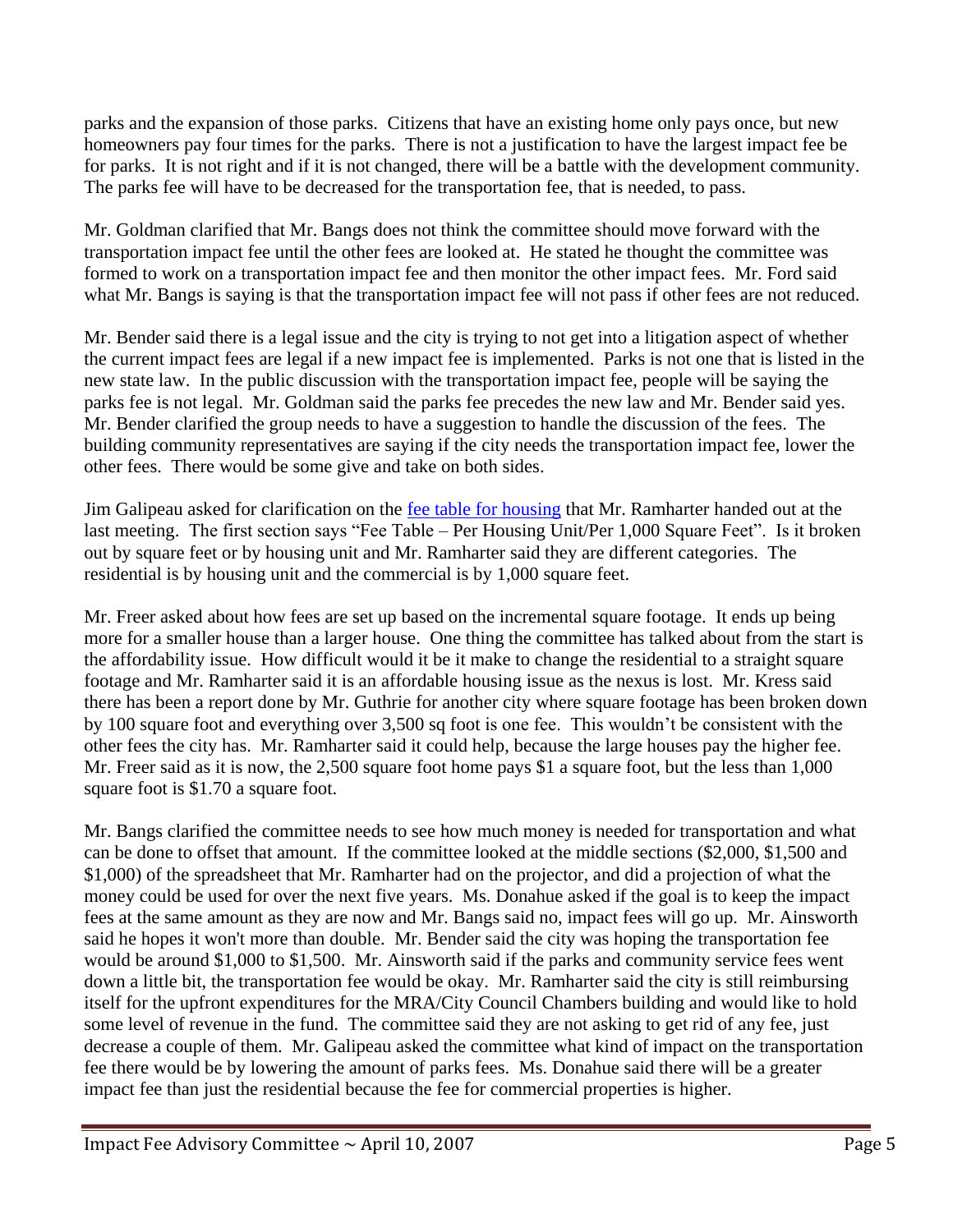parks and the expansion of those parks. Citizens that have an existing home only pays once, but new homeowners pay four times for the parks. There is not a justification to have the largest impact fee be for parks. It is not right and if it is not changed, there will be a battle with the development community. The parks fee will have to be decreased for the transportation fee, that is needed, to pass.

Mr. Goldman clarified that Mr. Bangs does not think the committee should move forward with the transportation impact fee until the other fees are looked at. He stated he thought the committee was formed to work on a transportation impact fee and then monitor the other impact fees. Mr. Ford said what Mr. Bangs is saying is that the transportation impact fee will not pass if other fees are not reduced.

Mr. Bender said there is a legal issue and the city is trying to not get into a litigation aspect of whether the current impact fees are legal if a new impact fee is implemented. Parks is not one that is listed in the new state law. In the public discussion with the transportation impact fee, people will be saying the parks fee is not legal. Mr. Goldman said the parks fee precedes the new law and Mr. Bender said yes. Mr. Bender clarified the group needs to have a suggestion to handle the discussion of the fees. The building community representatives are saying if the city needs the transportation impact fee, lower the other fees. There would be some give and take on both sides.

Jim Galipeau asked for clarification on the fee table for housing that Mr. Ramharter handed out at the last meeting. The first section says "Fee Table – Per Housing Unit/Per 1,000 Square Feet". Is it broken out by square feet or by housing unit and Mr. Ramharter said they are different categories. The residential is by housing unit and the commercial is by 1,000 square feet.

Mr. Freer asked about how fees are set up based on the incremental square footage. It ends up being more for a smaller house than a larger house. One thing the committee has talked about from the start is the affordability issue. How difficult would it be it make to change the residential to a straight square footage and Mr. Ramharter said it is an affordable housing issue as the nexus is lost. Mr. Kress said there has been a report done by Mr. Guthrie for another city where square footage has been broken down by 100 square foot and everything over 3,500 sq foot is one fee. This wouldn't be consistent with the other fees the city has. Mr. Ramharter said it could help, because the large houses pay the higher fee. Mr. Freer said as it is now, the 2,500 square foot home pays $1 a square foot, but the less than 1,000 square foot is $1.70 a square foot.

Mr. Bangs clarified the committee needs to see how much money is needed for transportation and what can be done to offset that amount. If the committee looked at the middle sections ($2,000, $1,500 and $1,000) of the spreadsheet that Mr. Ramharter had on the projector, and did a projection of what the money could be used for over the next five years. Ms. Donahue asked if the goal is to keep the impact fees at the same amount as they are now and Mr. Bangs said no, impact fees will go up. Mr. Ainsworth said he hopes it won't more than double. Mr. Bender said the city was hoping the transportation fee would be around $1,000 to $1,500. Mr. Ainsworth said if the parks and community service fees went down a little bit, the transportation fee would be okay. Mr. Ramharter said the city is still reimbursing itself for the upfront expenditures for the MRA/City Council Chambers building and would like to hold some level of revenue in the fund. The committee said they are not asking to get rid of any fee, just decrease a couple of them. Mr. Galipeau asked the committee what kind of impact on the transportation fee there would be by lowering the amount of parks fees. Ms. Donahue said there will be a greater impact fee than just the residential because the fee for commercial properties is higher.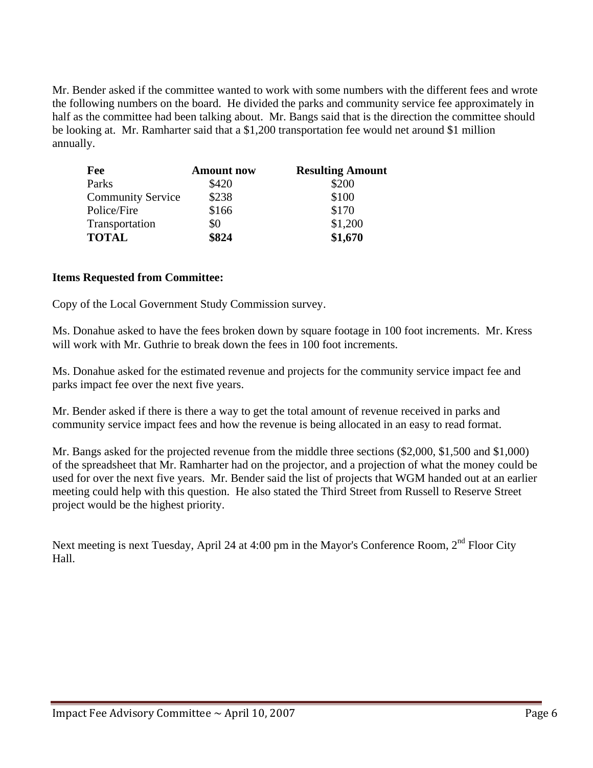Mr. Bender asked if the committee wanted to work with some numbers with the different fees and wrote the following numbers on the board. He divided the parks and community service fee approximately in half as the committee had been talking about. Mr. Bangs said that is the direction the committee should be looking at. Mr. Ramharter said that a $1,200 transportation fee would net around $1 million annually.

| Fee | Amount now | Resulting Amount |
|---|---|---|
| Parks | $420 | $200 |
| Community Service | $238 | $100 |
| Police/Fire | $166 | $170 |
| Transportation | $0 | $1,200 |
| **TOTAL** | **$824** | **$1,670** |

**Items Requested from Committee:**

Copy of the Local Government Study Commission survey.

Ms. Donahue asked to have the fees broken down by square footage in 100 foot increments. Mr. Kress will work with Mr. Guthrie to break down the fees in 100 foot increments.

Ms. Donahue asked for the estimated revenue and projects for the community service impact fee and parks impact fee over the next five years.

Mr. Bender asked if there is there a way to get the total amount of revenue received in parks and community service impact fees and how the revenue is being allocated in an easy to read format.

Mr. Bangs asked for the projected revenue from the middle three sections ($2,000, $1,500 and $1,000) of the spreadsheet that Mr. Ramharter had on the projector, and a projection of what the money could be used for over the next five years. Mr. Bender said the list of projects that WGM handed out at an earlier meeting could help with this question. He also stated the Third Street from Russell to Reserve Street project would be the highest priority.

Next meeting is next Tuesday, April 24 at 4:00 pm in the Mayor's Conference Room, 2nd Floor City Hall.